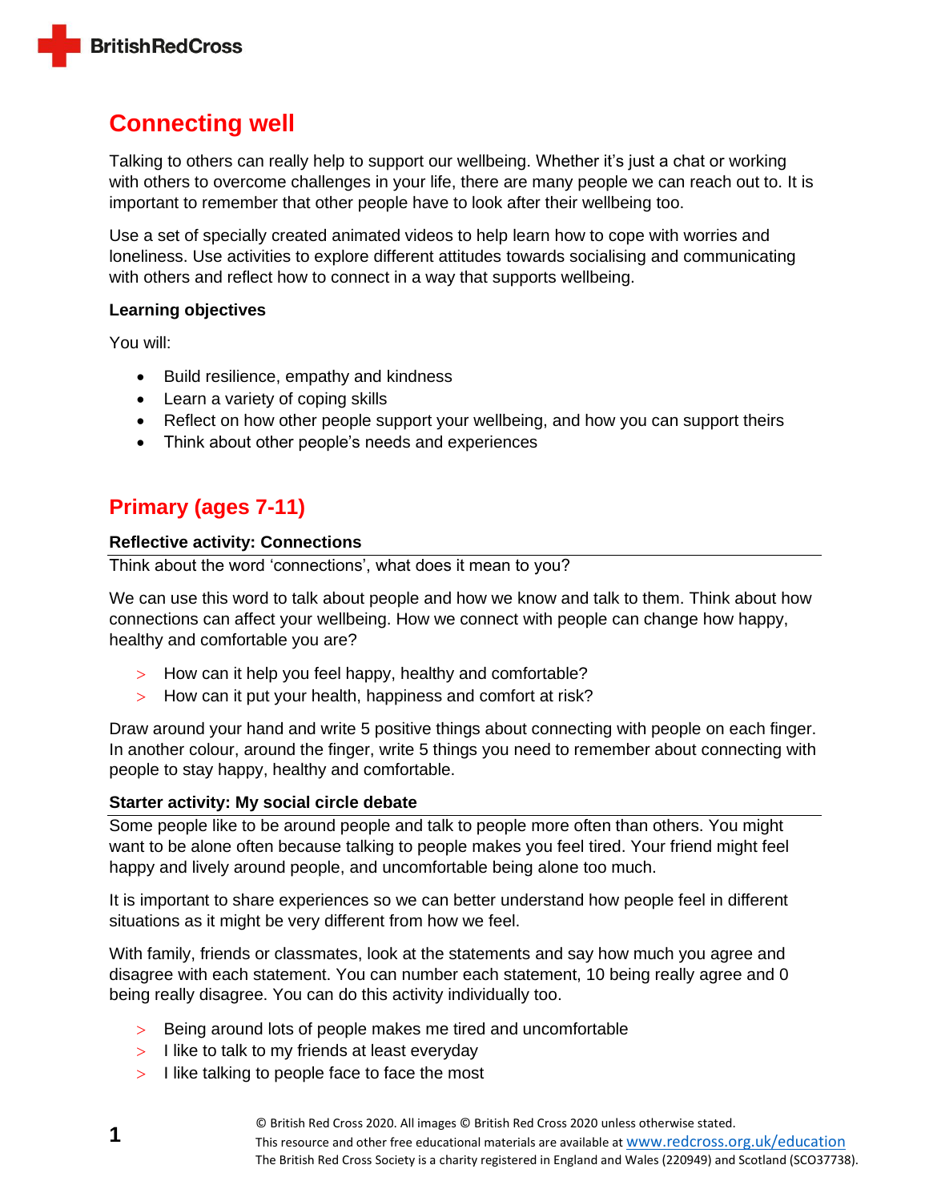# Connecting well

Talking to others can really help to support our wellbeing. Whether it's just a chat or working with others to overcome challenges in your life, there are many people we can reach out to. It is important to remember that other people have to look after their wellbeing too.

Use a set of specially created animated videos to help learn how to cope with worries and loneliness. Use activities to explore different attitudes towards socialising and communicating with others and reflect how to connect in a way that supports wellbeing.

**Learning objectives**

You will:

- Build resilience, empathy and kindness
- Learn a variety of coping skills
- Reflect on how other people support your wellbeing, and how you can support theirs
- Think about other people's needs and experiences

## Primary (ages 7-11)

### Reflective activity: Connections

Think about the word 'connections', what does it mean to you?

We can use this word to talk about people and how we know and talk to them. Think about how connections can affect your wellbeing. How we connect with people can change how happy, healthy and comfortable you are?

- How can it help you feel happy, healthy and comfortable?
- How can it put your health, happiness and comfort at risk?

Draw around your hand and write 5 positive things about connecting with people on each finger. In another colour, around the finger, write 5 things you need to remember about connecting with people to stay happy, healthy and comfortable.

### Starter activity: My social circle debate

Some people like to be around people and talk to people more often than others. You might want to be alone often because talking to people makes you feel tired. Your friend might feel happy and lively around people, and uncomfortable being alone too much.

It is important to share experiences so we can better understand how people feel in different situations as it might be very different from how we feel.

With family, friends or classmates, look at the statements and say how much you agree and disagree with each statement. You can number each statement, 10 being really agree and 0 being really disagree. You can do this activity individually too.

- Being around lots of people makes me tired and uncomfortable
- I like to talk to my friends at least everyday
- I like talking to people face to face the most

© British Red Cross 2020. All images © British Red Cross 2020 unless otherwise stated.
This resource and other free educational materials are available at www.redcross.org.uk/education
The British Red Cross Society is a charity registered in England and Wales (220949) and Scotland (SCO37738).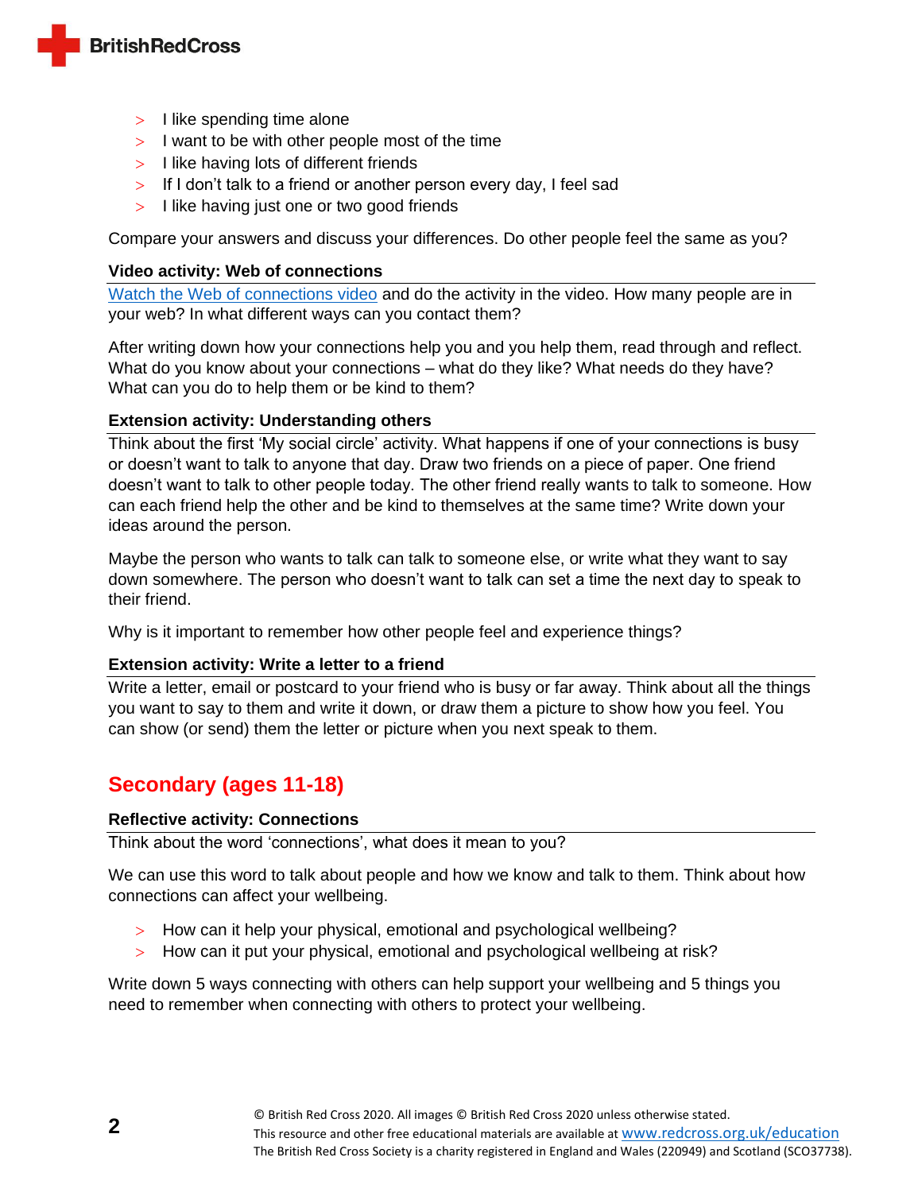- I like spending time alone
- I want to be with other people most of the time
- I like having lots of different friends
- If I don't talk to a friend or another person every day, I feel sad
- I like having just one or two good friends

Compare your answers and discuss your differences. Do other people feel the same as you?

**Video activity: Web of connections**

Watch the Web of connections video and do the activity in the video. How many people are in your web? In what different ways can you contact them?

After writing down how your connections help you and you help them, read through and reflect. What do you know about your connections – what do they like? What needs do they have? What can you do to help them or be kind to them?

**Extension activity: Understanding others**

Think about the first 'My social circle' activity. What happens if one of your connections is busy or doesn't want to talk to anyone that day. Draw two friends on a piece of paper. One friend doesn't want to talk to other people today. The other friend really wants to talk to someone. How can each friend help the other and be kind to themselves at the same time? Write down your ideas around the person.

Maybe the person who wants to talk can talk to someone else, or write what they want to say down somewhere. The person who doesn't want to talk can set a time the next day to speak to their friend.

Why is it important to remember how other people feel and experience things?

**Extension activity: Write a letter to a friend**

Write a letter, email or postcard to your friend who is busy or far away. Think about all the things you want to say to them and write it down, or draw them a picture to show how you feel. You can show (or send) them the letter or picture when you next speak to them.

## Secondary (ages 11-18)

**Reflective activity: Connections**

Think about the word 'connections', what does it mean to you?

We can use this word to talk about people and how we know and talk to them. Think about how connections can affect your wellbeing.

- How can it help your physical, emotional and psychological wellbeing?
- How can it put your physical, emotional and psychological wellbeing at risk?

Write down 5 ways connecting with others can help support your wellbeing and 5 things you need to remember when connecting with others to protect your wellbeing.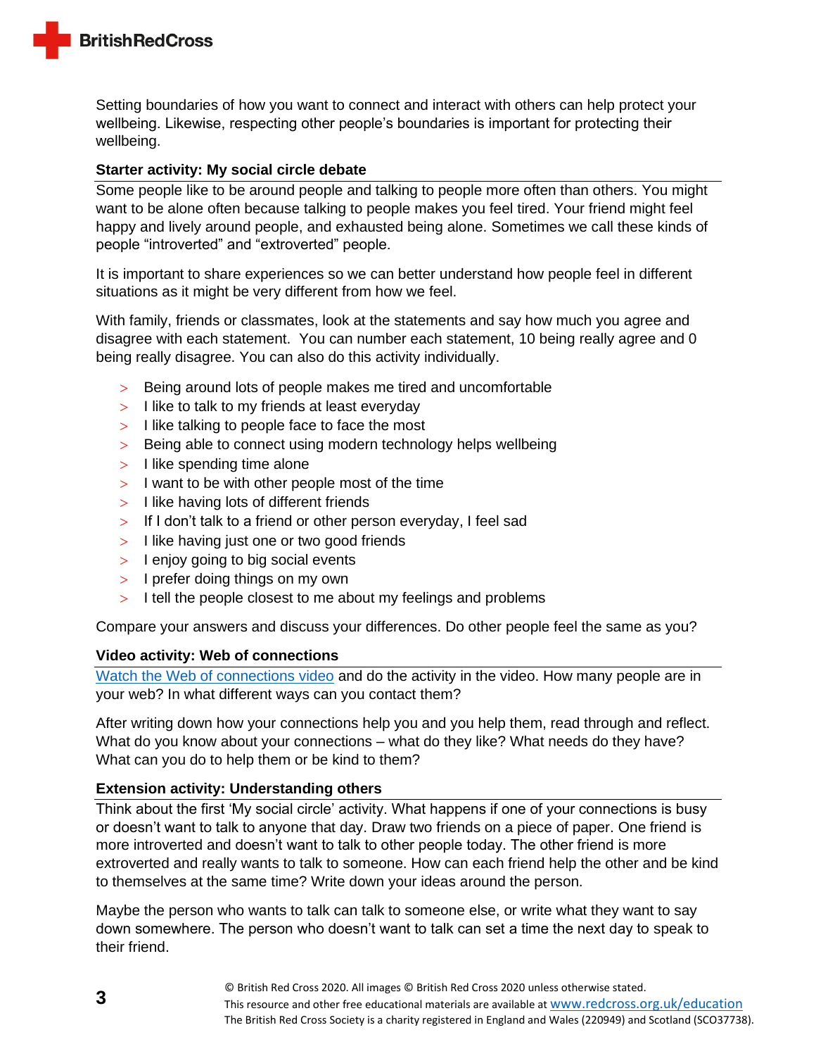Setting boundaries of how you want to connect and interact with others can help protect your wellbeing. Likewise, respecting other people's boundaries is important for protecting their wellbeing.

### Starter activity: My social circle debate

Some people like to be around people and talking to people more often than others. You might want to be alone often because talking to people makes you feel tired. Your friend might feel happy and lively around people, and exhausted being alone. Sometimes we call these kinds of people "introverted" and "extroverted" people.

It is important to share experiences so we can better understand how people feel in different situations as it might be very different from how we feel.

With family, friends or classmates, look at the statements and say how much you agree and disagree with each statement. You can number each statement, 10 being really agree and 0 being really disagree. You can also do this activity individually.

- Being around lots of people makes me tired and uncomfortable
- I like to talk to my friends at least everyday
- I like talking to people face to face the most
- Being able to connect using modern technology helps wellbeing
- I like spending time alone
- I want to be with other people most of the time
- I like having lots of different friends
- If I don't talk to a friend or other person everyday, I feel sad
- I like having just one or two good friends
- I enjoy going to big social events
- I prefer doing things on my own
- I tell the people closest to me about my feelings and problems

Compare your answers and discuss your differences. Do other people feel the same as you?

### Video activity: Web of connections

Watch the Web of connections video and do the activity in the video. How many people are in your web? In what different ways can you contact them?

After writing down how your connections help you and you help them, read through and reflect. What do you know about your connections – what do they like? What needs do they have? What can you do to help them or be kind to them?

### Extension activity: Understanding others

Think about the first 'My social circle' activity. What happens if one of your connections is busy or doesn't want to talk to anyone that day. Draw two friends on a piece of paper. One friend is more introverted and doesn't want to talk to other people today. The other friend is more extroverted and really wants to talk to someone. How can each friend help the other and be kind to themselves at the same time? Write down your ideas around the person.

Maybe the person who wants to talk can talk to someone else, or write what they want to say down somewhere. The person who doesn't want to talk can set a time the next day to speak to their friend.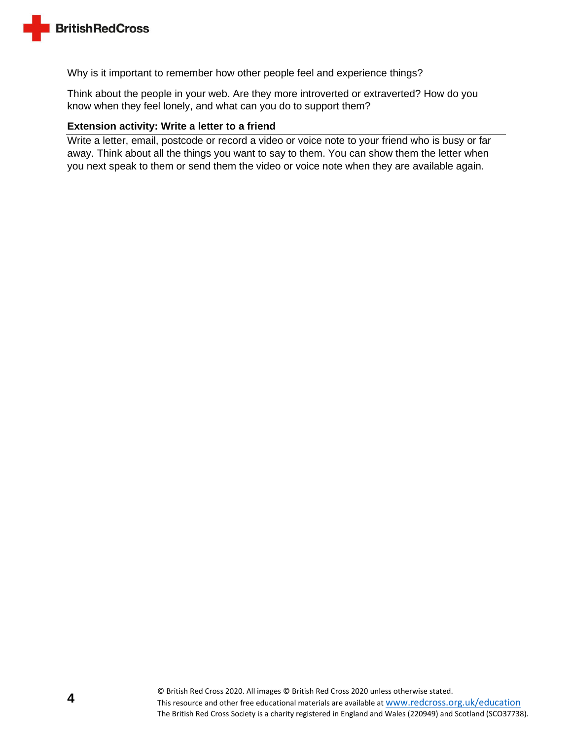Why is it important to remember how other people feel and experience things?

Think about the people in your web. Are they more introverted or extraverted? How do you know when they feel lonely, and what can you do to support them?

### Extension activity: Write a letter to a friend

Write a letter, email, postcode or record a video or voice note to your friend who is busy or far away. Think about all the things you want to say to them. You can show them the letter when you next speak to them or send them the video or voice note when they are available again.

© British Red Cross 2020. All images © British Red Cross 2020 unless otherwise stated.
This resource and other free educational materials are available at www.redcross.org.uk/education
The British Red Cross Society is a charity registered in England and Wales (220949) and Scotland (SCO37738).